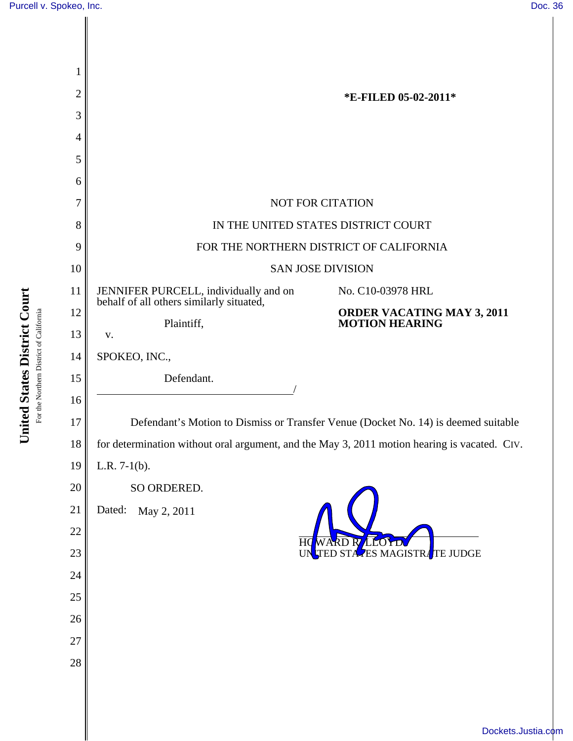\*E-FILED 05-02-2011\*

NOT FOR CITATION

IN THE UNITED STATES DISTRICT COURT

FOR THE NORTHERN DISTRICT OF CALIFORNIA

SAN JOSE DIVISION

JENNIFER PURCELL, individually and on behalf of all others similarly situated,

Plaintiff,

v.

SPOKEO, INC.,

Defendant.

/

No. C10-03978 HRL

**ORDER VACATING MAY 3, 2011 MOTION HEARING**

Defendant's Motion to Dismiss or Transfer Venue (Docket No. 14) is deemed suitable for determination without oral argument, and the May 3, 2011 motion hearing is vacated. CIV. L.R. 7-1(b).

SO ORDERED.

Dated: May 2, 2011

HOWARD R. LLOYD
UNITED STATES MAGISTRATE JUDGE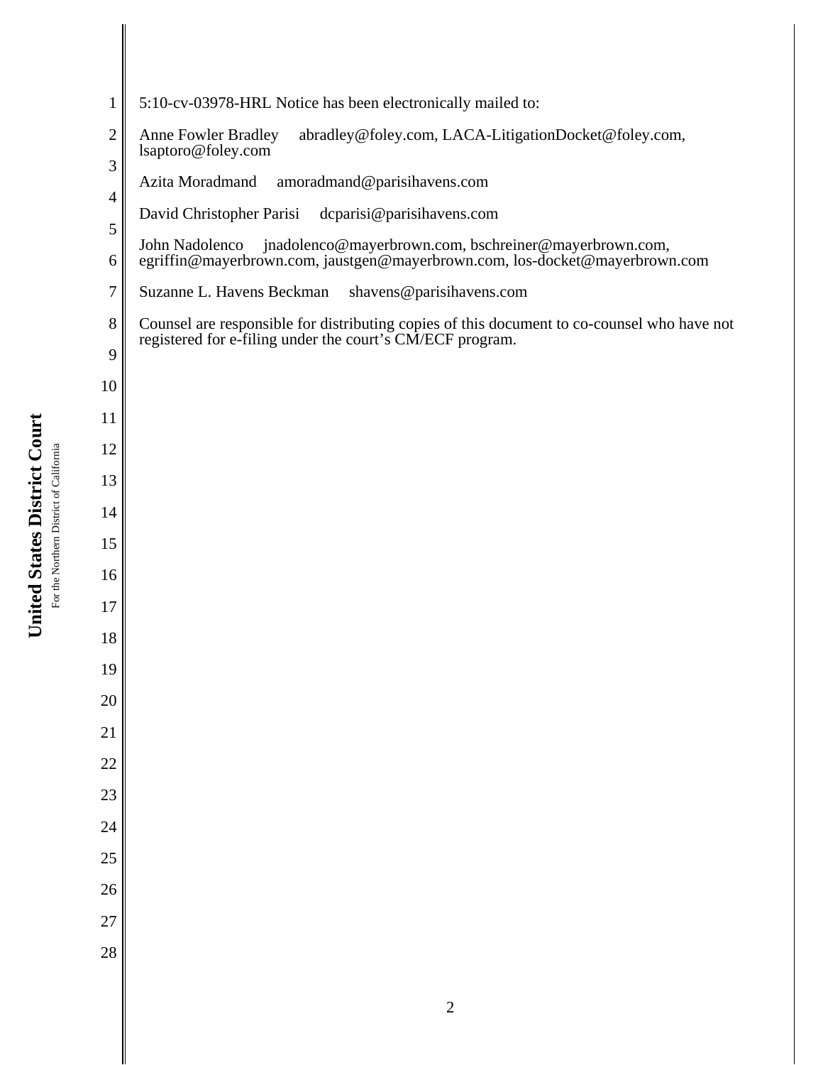5:10-cv-03978-HRL Notice has been electronically mailed to:

Anne Fowler Bradley abradley@foley.com, LACA-LitigationDocket@foley.com, lsaptoro@foley.com

Azita Moradmand amoradmand@parisihavens.com

David Christopher Parisi dcparisi@parisihavens.com

John Nadolenco jnadolenco@mayerbrown.com, bschreiner@mayerbrown.com, egriffin@mayerbrown.com, jaustgen@mayerbrown.com, los-docket@mayerbrown.com

Suzanne L. Havens Beckman shavens@parisihavens.com

Counsel are responsible for distributing copies of this document to co-counsel who have not registered for e-filing under the court's CM/ECF program.